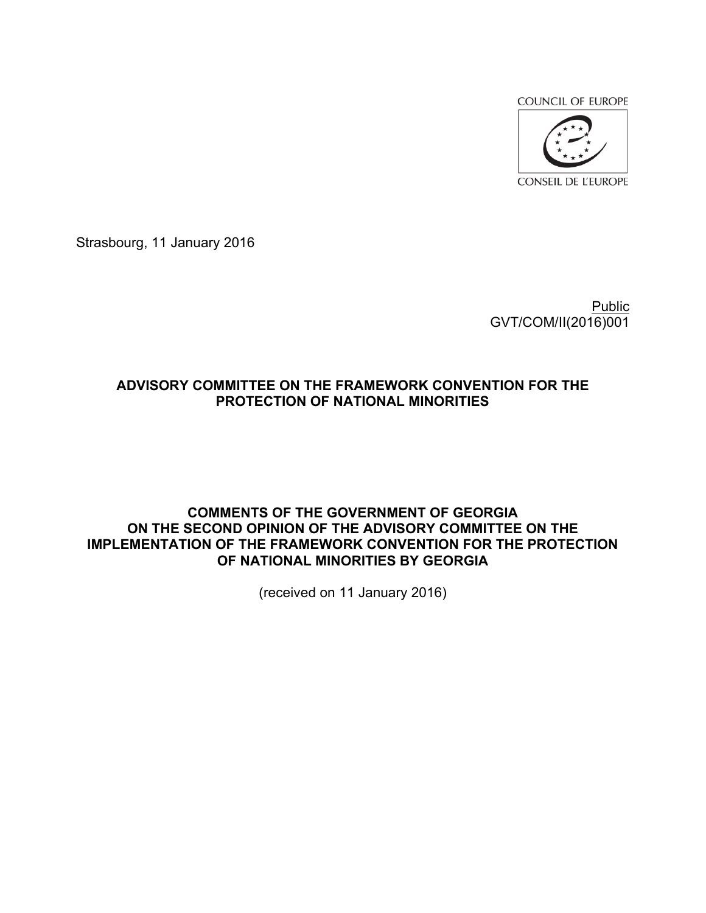COUNCIL OF EUROPE

CONSEIL DE L'EUROPE

Strasbourg, 11 January 2016

Public
GVT/COM/II(2016)001

**ADVISORY COMMITTEE ON THE FRAMEWORK CONVENTION FOR THE PROTECTION OF NATIONAL MINORITIES**

**COMMENTS OF THE GOVERNMENT OF GEORGIA ON THE SECOND OPINION OF THE ADVISORY COMMITTEE ON THE IMPLEMENTATION OF THE FRAMEWORK CONVENTION FOR THE PROTECTION OF NATIONAL MINORITIES BY GEORGIA**

(received on 11 January 2016)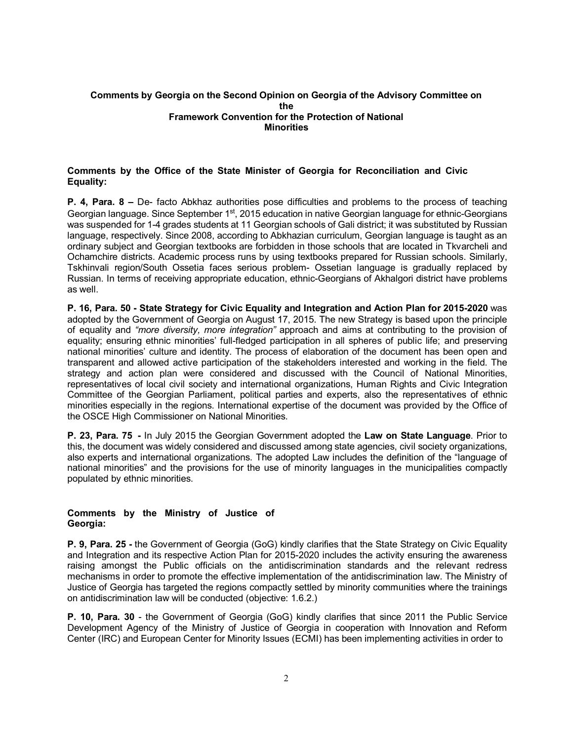**Comments by Georgia on the Second Opinion on Georgia of the Advisory Committee on the Framework Convention for the Protection of National Minorities**

**Comments by the Office of the State Minister of Georgia for Reconciliation and Civic Equality:**

**P. 4, Para. 8 –** De- facto Abkhaz authorities pose difficulties and problems to the process of teaching Georgian language. Since September 1st, 2015 education in native Georgian language for ethnic-Georgians was suspended for 1-4 grades students at 11 Georgian schools of Gali district; it was substituted by Russian language, respectively. Since 2008, according to Abkhazian curriculum, Georgian language is taught as an ordinary subject and Georgian textbooks are forbidden in those schools that are located in Tkvarcheli and Ochamchire districts. Academic process runs by using textbooks prepared for Russian schools. Similarly, Tskhinvali region/South Ossetia faces serious problem- Ossetian language is gradually replaced by Russian. In terms of receiving appropriate education, ethnic-Georgians of Akhalgori district have problems as well.

**P. 16, Para. 50 - State Strategy for Civic Equality and Integration and Action Plan for 2015-2020** was adopted by the Government of Georgia on August 17, 2015. The new Strategy is based upon the principle of equality and *"more diversity, more integration"* approach and aims at contributing to the provision of equality; ensuring ethnic minorities' full-fledged participation in all spheres of public life; and preserving national minorities' culture and identity. The process of elaboration of the document has been open and transparent and allowed active participation of the stakeholders interested and working in the field. The strategy and action plan were considered and discussed with the Council of National Minorities, representatives of local civil society and international organizations, Human Rights and Civic Integration Committee of the Georgian Parliament, political parties and experts, also the representatives of ethnic minorities especially in the regions. International expertise of the document was provided by the Office of the OSCE High Commissioner on National Minorities.

**P. 23, Para. 75 -** In July 2015 the Georgian Government adopted the **Law on State Language**. Prior to this, the document was widely considered and discussed among state agencies, civil society organizations, also experts and international organizations. The adopted Law includes the definition of the "language of national minorities" and the provisions for the use of minority languages in the municipalities compactly populated by ethnic minorities.

**Comments by the Ministry of Justice of Georgia:**

**P. 9, Para. 25 -** the Government of Georgia (GoG) kindly clarifies that the State Strategy on Civic Equality and Integration and its respective Action Plan for 2015-2020 includes the activity ensuring the awareness raising amongst the Public officials on the antidiscrimination standards and the relevant redress mechanisms in order to promote the effective implementation of the antidiscrimination law. The Ministry of Justice of Georgia has targeted the regions compactly settled by minority communities where the trainings on antidiscrimination law will be conducted (objective: 1.6.2.)

**P. 10, Para. 30** - the Government of Georgia (GoG) kindly clarifies that since 2011 the Public Service Development Agency of the Ministry of Justice of Georgia in cooperation with Innovation and Reform Center (IRC) and European Center for Minority Issues (ECMI) has been implementing activities in order to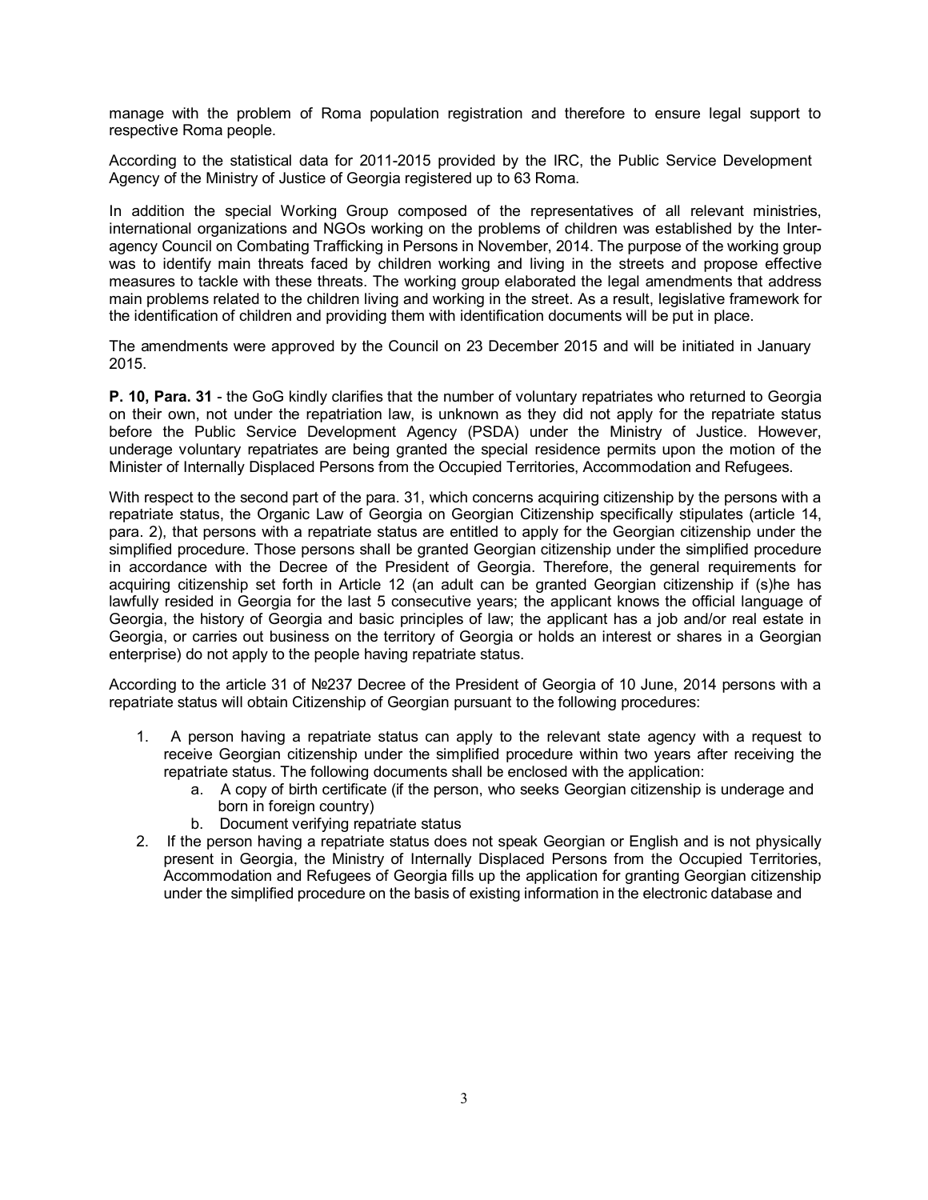manage with the problem of Roma population registration and therefore to ensure legal support to respective Roma people.

According to the statistical data for 2011-2015 provided by the IRC, the Public Service Development Agency of the Ministry of Justice of Georgia registered up to 63 Roma.

In addition the special Working Group composed of the representatives of all relevant ministries, international organizations and NGOs working on the problems of children was established by the Inter-agency Council on Combating Trafficking in Persons in November, 2014. The purpose of the working group was to identify main threats faced by children working and living in the streets and propose effective measures to tackle with these threats. The working group elaborated the legal amendments that address main problems related to the children living and working in the street. As a result, legislative framework for the identification of children and providing them with identification documents will be put in place.

The amendments were approved by the Council on 23 December 2015 and will be initiated in January 2015.

**P. 10, Para. 31** - the GoG kindly clarifies that the number of voluntary repatriates who returned to Georgia on their own, not under the repatriation law, is unknown as they did not apply for the repatriate status before the Public Service Development Agency (PSDA) under the Ministry of Justice. However, underage voluntary repatriates are being granted the special residence permits upon the motion of the Minister of Internally Displaced Persons from the Occupied Territories, Accommodation and Refugees.

With respect to the second part of the para. 31, which concerns acquiring citizenship by the persons with a repatriate status, the Organic Law of Georgia on Georgian Citizenship specifically stipulates (article 14, para. 2), that persons with a repatriate status are entitled to apply for the Georgian citizenship under the simplified procedure. Those persons shall be granted Georgian citizenship under the simplified procedure in accordance with the Decree of the President of Georgia. Therefore, the general requirements for acquiring citizenship set forth in Article 12 (an adult can be granted Georgian citizenship if (s)he has lawfully resided in Georgia for the last 5 consecutive years; the applicant knows the official language of Georgia, the history of Georgia and basic principles of law; the applicant has a job and/or real estate in Georgia, or carries out business on the territory of Georgia or holds an interest or shares in a Georgian enterprise) do not apply to the people having repatriate status.

According to the article 31 of №237 Decree of the President of Georgia of 10 June, 2014 persons with a repatriate status will obtain Citizenship of Georgian pursuant to the following procedures:

1. A person having a repatriate status can apply to the relevant state agency with a request to receive Georgian citizenship under the simplified procedure within two years after receiving the repatriate status. The following documents shall be enclosed with the application:
    a. A copy of birth certificate (if the person, who seeks Georgian citizenship is underage and born in foreign country)
    b. Document verifying repatriate status
2. If the person having a repatriate status does not speak Georgian or English and is not physically present in Georgia, the Ministry of Internally Displaced Persons from the Occupied Territories, Accommodation and Refugees of Georgia fills up the application for granting Georgian citizenship under the simplified procedure on the basis of existing information in the electronic database and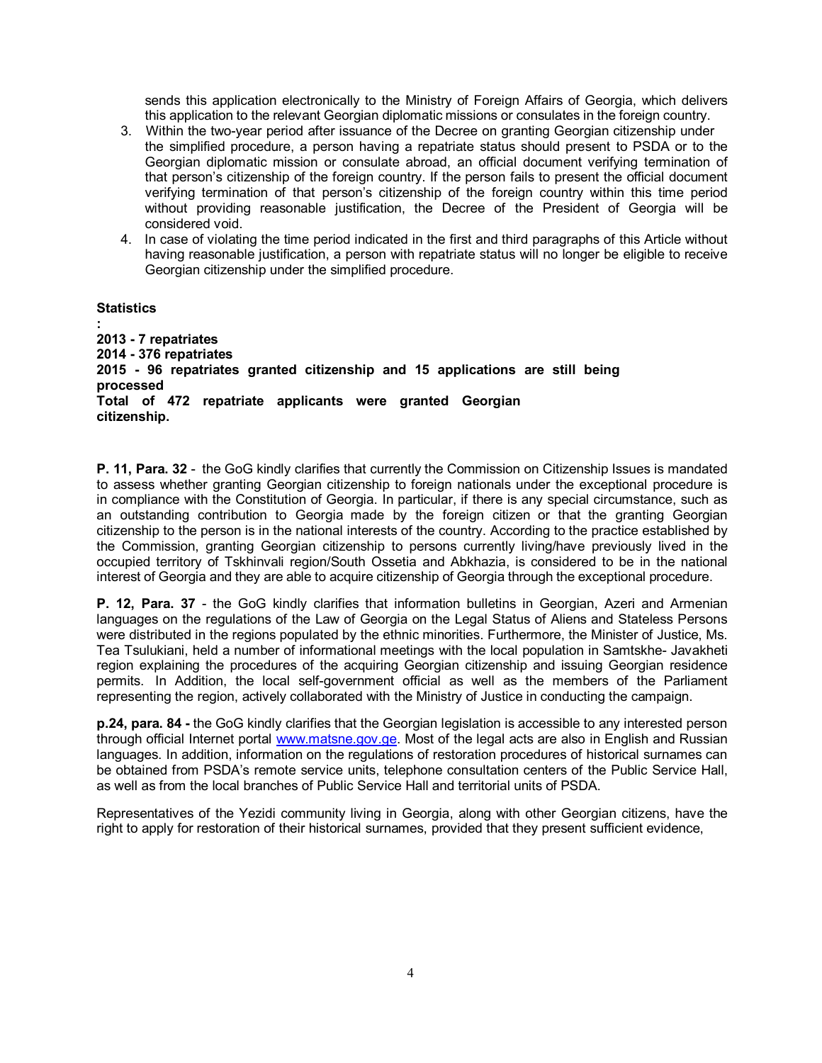sends this application electronically to the Ministry of Foreign Affairs of Georgia, which delivers this application to the relevant Georgian diplomatic missions or consulates in the foreign country.

3. Within the two-year period after issuance of the Decree on granting Georgian citizenship under the simplified procedure, a person having a repatriate status should present to PSDA or to the Georgian diplomatic mission or consulate abroad, an official document verifying termination of that person's citizenship of the foreign country. If the person fails to present the official document verifying termination of that person's citizenship of the foreign country within this time period without providing reasonable justification, the Decree of the President of Georgia will be considered void.
4. In case of violating the time period indicated in the first and third paragraphs of this Article without having reasonable justification, a person with repatriate status will no longer be eligible to receive Georgian citizenship under the simplified procedure.

**Statistics**
**:**
**2013 - 7 repatriates**
**2014 - 376 repatriates**
**2015 - 96 repatriates granted citizenship and 15 applications are still being processed**
**Total of 472 repatriate applicants were granted Georgian citizenship.**

**P. 11, Para. 32** - the GoG kindly clarifies that currently the Commission on Citizenship Issues is mandated to assess whether granting Georgian citizenship to foreign nationals under the exceptional procedure is in compliance with the Constitution of Georgia. In particular, if there is any special circumstance, such as an outstanding contribution to Georgia made by the foreign citizen or that the granting Georgian citizenship to the person is in the national interests of the country. According to the practice established by the Commission, granting Georgian citizenship to persons currently living/have previously lived in the occupied territory of Tskhinvali region/South Ossetia and Abkhazia, is considered to be in the national interest of Georgia and they are able to acquire citizenship of Georgia through the exceptional procedure.

**P. 12, Para. 37** - the GoG kindly clarifies that information bulletins in Georgian, Azeri and Armenian languages on the regulations of the Law of Georgia on the Legal Status of Aliens and Stateless Persons were distributed in the regions populated by the ethnic minorities. Furthermore, the Minister of Justice, Ms. Tea Tsulukiani, held a number of informational meetings with the local population in Samtskhe- Javakheti region explaining the procedures of the acquiring Georgian citizenship and issuing Georgian residence permits. In Addition, the local self-government official as well as the members of the Parliament representing the region, actively collaborated with the Ministry of Justice in conducting the campaign.

**p.24, para. 84 -** the GoG kindly clarifies that the Georgian legislation is accessible to any interested person through official Internet portal [www.matsne.gov.ge](http://www.matsne.gov.ge). Most of the legal acts are also in English and Russian languages. In addition, information on the regulations of restoration procedures of historical surnames can be obtained from PSDA's remote service units, telephone consultation centers of the Public Service Hall, as well as from the local branches of Public Service Hall and territorial units of PSDA.

Representatives of the Yezidi community living in Georgia, along with other Georgian citizens, have the right to apply for restoration of their historical surnames, provided that they present sufficient evidence,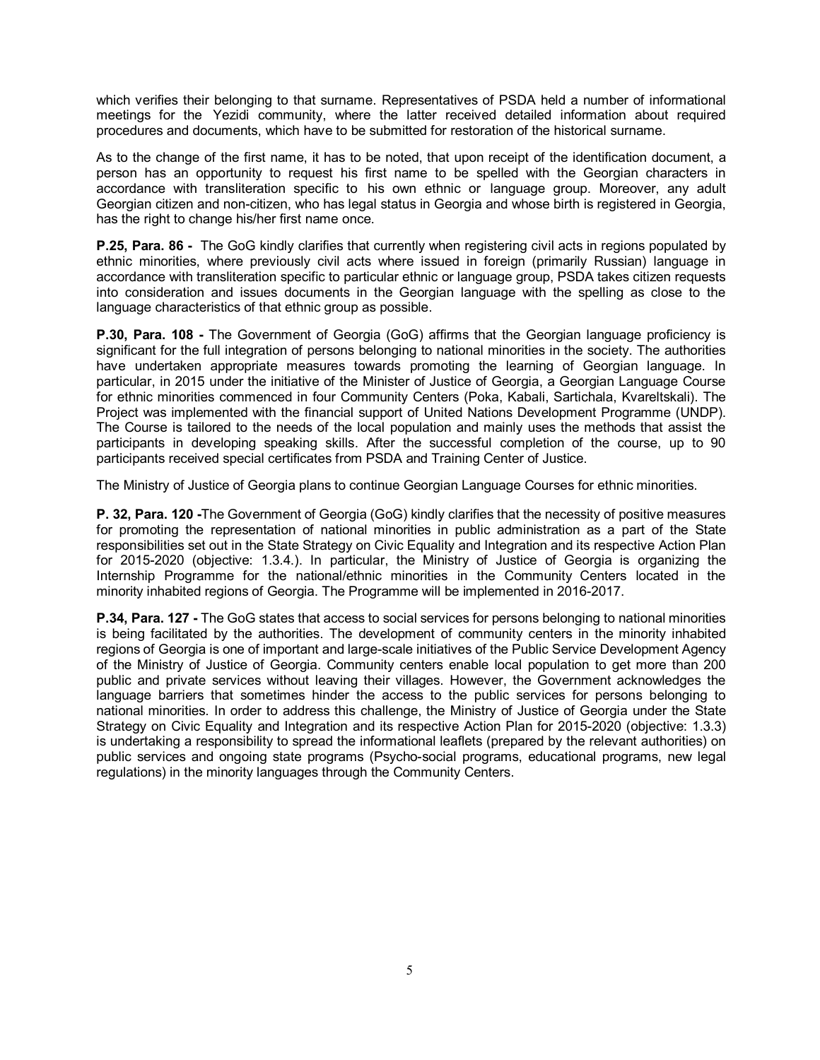which verifies their belonging to that surname. Representatives of PSDA held a number of informational meetings for the Yezidi community, where the latter received detailed information about required procedures and documents, which have to be submitted for restoration of the historical surname.

As to the change of the first name, it has to be noted, that upon receipt of the identification document, a person has an opportunity to request his first name to be spelled with the Georgian characters in accordance with transliteration specific to his own ethnic or language group. Moreover, any adult Georgian citizen and non-citizen, who has legal status in Georgia and whose birth is registered in Georgia, has the right to change his/her first name once.

**P.25, Para. 86 -** The GoG kindly clarifies that currently when registering civil acts in regions populated by ethnic minorities, where previously civil acts where issued in foreign (primarily Russian) language in accordance with transliteration specific to particular ethnic or language group, PSDA takes citizen requests into consideration and issues documents in the Georgian language with the spelling as close to the language characteristics of that ethnic group as possible.

**P.30, Para. 108 -** The Government of Georgia (GoG) affirms that the Georgian language proficiency is significant for the full integration of persons belonging to national minorities in the society. The authorities have undertaken appropriate measures towards promoting the learning of Georgian language. In particular, in 2015 under the initiative of the Minister of Justice of Georgia, a Georgian Language Course for ethnic minorities commenced in four Community Centers (Poka, Kabali, Sartichala, Kvareltskali). The Project was implemented with the financial support of United Nations Development Programme (UNDP). The Course is tailored to the needs of the local population and mainly uses the methods that assist the participants in developing speaking skills. After the successful completion of the course, up to 90 participants received special certificates from PSDA and Training Center of Justice.

The Ministry of Justice of Georgia plans to continue Georgian Language Courses for ethnic minorities.

**P. 32, Para. 120 -**The Government of Georgia (GoG) kindly clarifies that the necessity of positive measures for promoting the representation of national minorities in public administration as a part of the State responsibilities set out in the State Strategy on Civic Equality and Integration and its respective Action Plan for 2015-2020 (objective: 1.3.4.). In particular, the Ministry of Justice of Georgia is organizing the Internship Programme for the national/ethnic minorities in the Community Centers located in the minority inhabited regions of Georgia. The Programme will be implemented in 2016-2017.

**P.34, Para. 127 -** The GoG states that access to social services for persons belonging to national minorities is being facilitated by the authorities. The development of community centers in the minority inhabited regions of Georgia is one of important and large-scale initiatives of the Public Service Development Agency of the Ministry of Justice of Georgia. Community centers enable local population to get more than 200 public and private services without leaving their villages. However, the Government acknowledges the language barriers that sometimes hinder the access to the public services for persons belonging to national minorities. In order to address this challenge, the Ministry of Justice of Georgia under the State Strategy on Civic Equality and Integration and its respective Action Plan for 2015-2020 (objective: 1.3.3) is undertaking a responsibility to spread the informational leaflets (prepared by the relevant authorities) on public services and ongoing state programs (Psycho-social programs, educational programs, new legal regulations) in the minority languages through the Community Centers.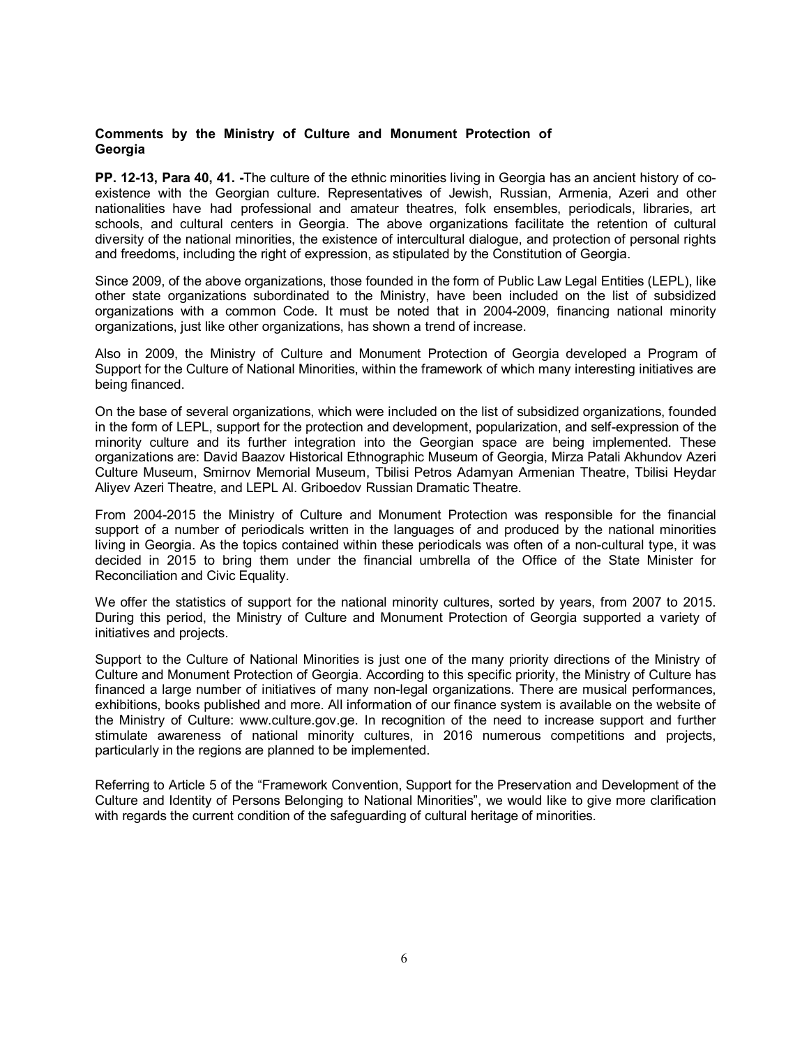**Comments by the Ministry of Culture and Monument Protection of Georgia**

**PP. 12-13, Para 40, 41. -**The culture of the ethnic minorities living in Georgia has an ancient history of co-existence with the Georgian culture. Representatives of Jewish, Russian, Armenia, Azeri and other nationalities have had professional and amateur theatres, folk ensembles, periodicals, libraries, art schools, and cultural centers in Georgia. The above organizations facilitate the retention of cultural diversity of the national minorities, the existence of intercultural dialogue, and protection of personal rights and freedoms, including the right of expression, as stipulated by the Constitution of Georgia.

Since 2009, of the above organizations, those founded in the form of Public Law Legal Entities (LEPL), like other state organizations subordinated to the Ministry, have been included on the list of subsidized organizations with a common Code. It must be noted that in 2004-2009, financing national minority organizations, just like other organizations, has shown a trend of increase.

Also in 2009, the Ministry of Culture and Monument Protection of Georgia developed a Program of Support for the Culture of National Minorities, within the framework of which many interesting initiatives are being financed.

On the base of several organizations, which were included on the list of subsidized organizations, founded in the form of LEPL, support for the protection and development, popularization, and self-expression of the minority culture and its further integration into the Georgian space are being implemented. These organizations are: David Baazov Historical Ethnographic Museum of Georgia, Mirza Patali Akhundov Azeri Culture Museum, Smirnov Memorial Museum, Tbilisi Petros Adamyan Armenian Theatre, Tbilisi Heydar Aliyev Azeri Theatre, and LEPL Al. Griboedov Russian Dramatic Theatre.

From 2004-2015 the Ministry of Culture and Monument Protection was responsible for the financial support of a number of periodicals written in the languages of and produced by the national minorities living in Georgia. As the topics contained within these periodicals was often of a non-cultural type, it was decided in 2015 to bring them under the financial umbrella of the Office of the State Minister for Reconciliation and Civic Equality.

We offer the statistics of support for the national minority cultures, sorted by years, from 2007 to 2015. During this period, the Ministry of Culture and Monument Protection of Georgia supported a variety of initiatives and projects.

Support to the Culture of National Minorities is just one of the many priority directions of the Ministry of Culture and Monument Protection of Georgia. According to this specific priority, the Ministry of Culture has financed a large number of initiatives of many non-legal organizations. There are musical performances, exhibitions, books published and more. All information of our finance system is available on the website of the Ministry of Culture: www.culture.gov.ge. In recognition of the need to increase support and further stimulate awareness of national minority cultures, in 2016 numerous competitions and projects, particularly in the regions are planned to be implemented.

Referring to Article 5 of the “Framework Convention, Support for the Preservation and Development of the Culture and Identity of Persons Belonging to National Minorities”, we would like to give more clarification with regards the current condition of the safeguarding of cultural heritage of minorities.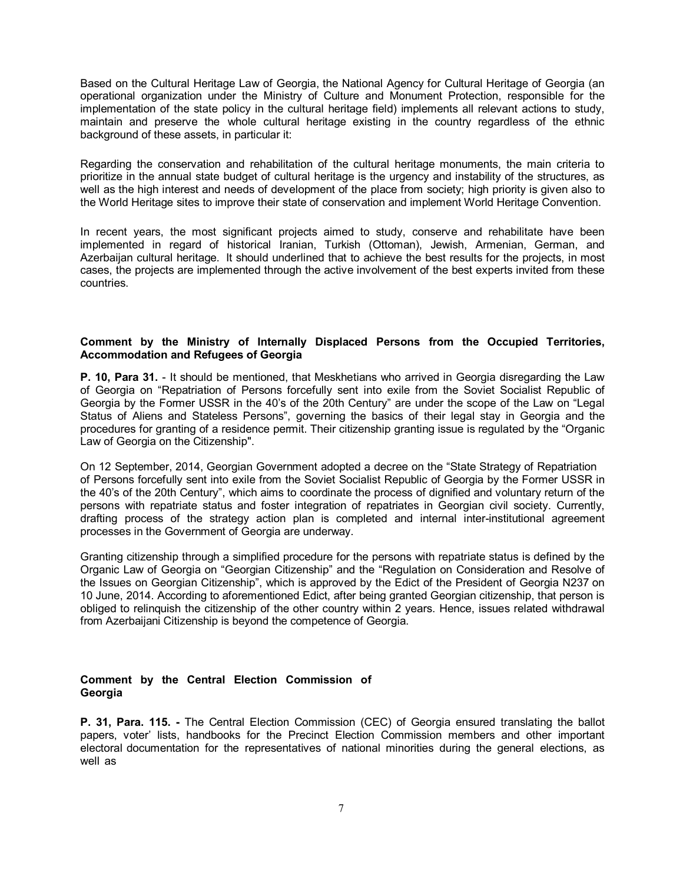Based on the Cultural Heritage Law of Georgia, the National Agency for Cultural Heritage of Georgia (an operational organization under the Ministry of Culture and Monument Protection, responsible for the implementation of the state policy in the cultural heritage field) implements all relevant actions to study, maintain and preserve the whole cultural heritage existing in the country regardless of the ethnic background of these assets, in particular it:

Regarding the conservation and rehabilitation of the cultural heritage monuments, the main criteria to prioritize in the annual state budget of cultural heritage is the urgency and instability of the structures, as well as the high interest and needs of development of the place from society; high priority is given also to the World Heritage sites to improve their state of conservation and implement World Heritage Convention.

In recent years, the most significant projects aimed to study, conserve and rehabilitate have been implemented in regard of historical Iranian, Turkish (Ottoman), Jewish, Armenian, German, and Azerbaijan cultural heritage. It should underlined that to achieve the best results for the projects, in most cases, the projects are implemented through the active involvement of the best experts invited from these countries.

**Comment by the Ministry of Internally Displaced Persons from the Occupied Territories, Accommodation and Refugees of Georgia**

**P. 10, Para 31.** - It should be mentioned, that Meskhetians who arrived in Georgia disregarding the Law of Georgia on "Repatriation of Persons forcefully sent into exile from the Soviet Socialist Republic of Georgia by the Former USSR in the 40's of the 20th Century" are under the scope of the Law on "Legal Status of Aliens and Stateless Persons", governing the basics of their legal stay in Georgia and the procedures for granting of a residence permit. Their citizenship granting issue is regulated by the "Organic Law of Georgia on the Citizenship".

On 12 September, 2014, Georgian Government adopted a decree on the "State Strategy of Repatriation of Persons forcefully sent into exile from the Soviet Socialist Republic of Georgia by the Former USSR in the 40's of the 20th Century", which aims to coordinate the process of dignified and voluntary return of the persons with repatriate status and foster integration of repatriates in Georgian civil society. Currently, drafting process of the strategy action plan is completed and internal inter-institutional agreement processes in the Government of Georgia are underway.

Granting citizenship through a simplified procedure for the persons with repatriate status is defined by the Organic Law of Georgia on "Georgian Citizenship" and the "Regulation on Consideration and Resolve of the Issues on Georgian Citizenship", which is approved by the Edict of the President of Georgia N237 on 10 June, 2014. According to aforementioned Edict, after being granted Georgian citizenship, that person is obliged to relinquish the citizenship of the other country within 2 years. Hence, issues related withdrawal from Azerbaijani Citizenship is beyond the competence of Georgia.

**Comment by the Central Election Commission of Georgia**

**P. 31, Para. 115. -** The Central Election Commission (CEC) of Georgia ensured translating the ballot papers, voter' lists, handbooks for the Precinct Election Commission members and other important electoral documentation for the representatives of national minorities during the general elections, as well as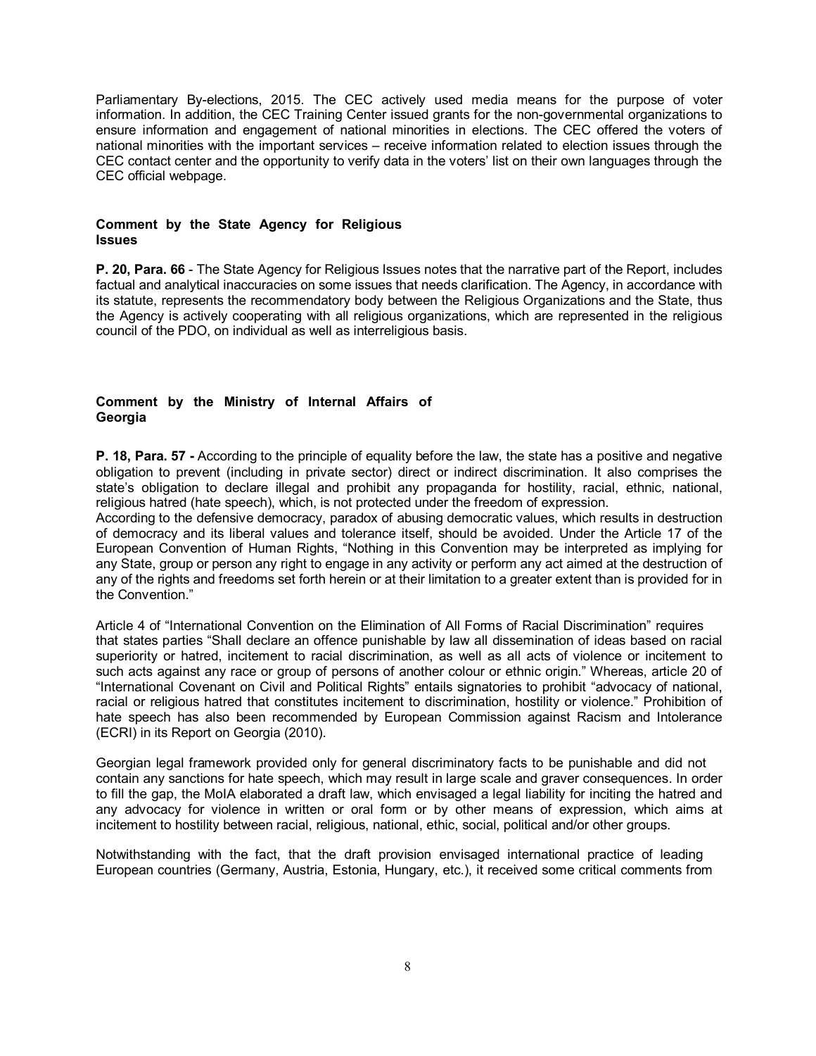Parliamentary By-elections, 2015. The CEC actively used media means for the purpose of voter information. In addition, the CEC Training Center issued grants for the non-governmental organizations to ensure information and engagement of national minorities in elections. The CEC offered the voters of national minorities with the important services – receive information related to election issues through the CEC contact center and the opportunity to verify data in the voters' list on their own languages through the CEC official webpage.

**Comment by the State Agency for Religious Issues**

**P. 20, Para. 66** - The State Agency for Religious Issues notes that the narrative part of the Report, includes factual and analytical inaccuracies on some issues that needs clarification. The Agency, in accordance with its statute, represents the recommendatory body between the Religious Organizations and the State, thus the Agency is actively cooperating with all religious organizations, which are represented in the religious council of the PDO, on individual as well as interreligious basis.

**Comment by the Ministry of Internal Affairs of Georgia**

**P. 18, Para. 57 -** According to the principle of equality before the law, the state has a positive and negative obligation to prevent (including in private sector) direct or indirect discrimination. It also comprises the state's obligation to declare illegal and prohibit any propaganda for hostility, racial, ethnic, national, religious hatred (hate speech), which, is not protected under the freedom of expression.
According to the defensive democracy, paradox of abusing democratic values, which results in destruction of democracy and its liberal values and tolerance itself, should be avoided. Under the Article 17 of the European Convention of Human Rights, "Nothing in this Convention may be interpreted as implying for any State, group or person any right to engage in any activity or perform any act aimed at the destruction of any of the rights and freedoms set forth herein or at their limitation to a greater extent than is provided for in the Convention."

Article 4 of "International Convention on the Elimination of All Forms of Racial Discrimination" requires that states parties "Shall declare an offence punishable by law all dissemination of ideas based on racial superiority or hatred, incitement to racial discrimination, as well as all acts of violence or incitement to such acts against any race or group of persons of another colour or ethnic origin." Whereas, article 20 of "International Covenant on Civil and Political Rights" entails signatories to prohibit "advocacy of national, racial or religious hatred that constitutes incitement to discrimination, hostility or violence." Prohibition of hate speech has also been recommended by European Commission against Racism and Intolerance (ECRI) in its Report on Georgia (2010).

Georgian legal framework provided only for general discriminatory facts to be punishable and did not contain any sanctions for hate speech, which may result in large scale and graver consequences. In order to fill the gap, the MoIA elaborated a draft law, which envisaged a legal liability for inciting the hatred and any advocacy for violence in written or oral form or by other means of expression, which aims at incitement to hostility between racial, religious, national, ethic, social, political and/or other groups.

Notwithstanding with the fact, that the draft provision envisaged international practice of leading European countries (Germany, Austria, Estonia, Hungary, etc.), it received some critical comments from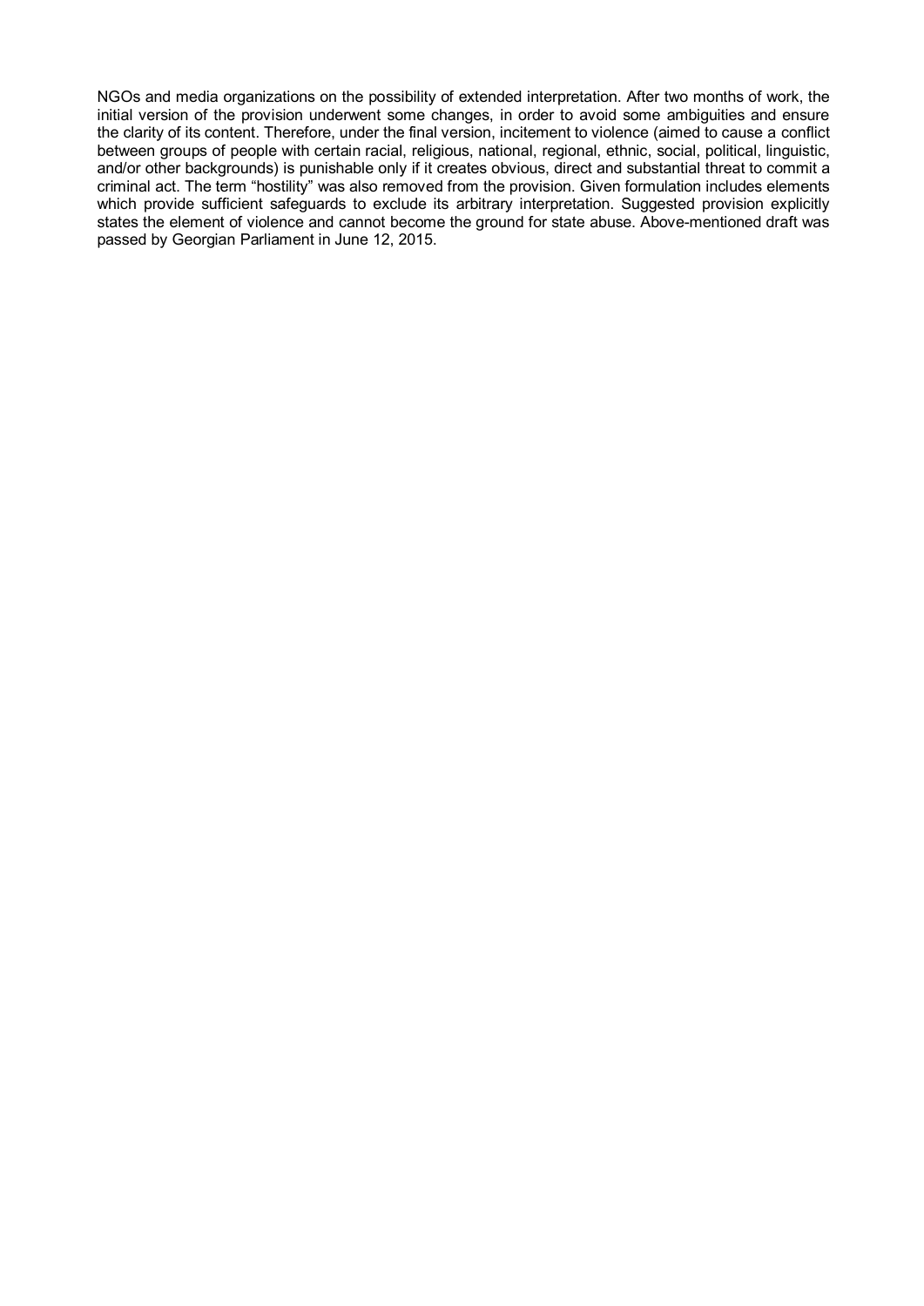NGOs and media organizations on the possibility of extended interpretation. After two months of work, the initial version of the provision underwent some changes, in order to avoid some ambiguities and ensure the clarity of its content. Therefore, under the final version, incitement to violence (aimed to cause a conflict between groups of people with certain racial, religious, national, regional, ethnic, social, political, linguistic, and/or other backgrounds) is punishable only if it creates obvious, direct and substantial threat to commit a criminal act. The term "hostility" was also removed from the provision. Given formulation includes elements which provide sufficient safeguards to exclude its arbitrary interpretation. Suggested provision explicitly states the element of violence and cannot become the ground for state abuse. Above-mentioned draft was passed by Georgian Parliament in June 12, 2015.